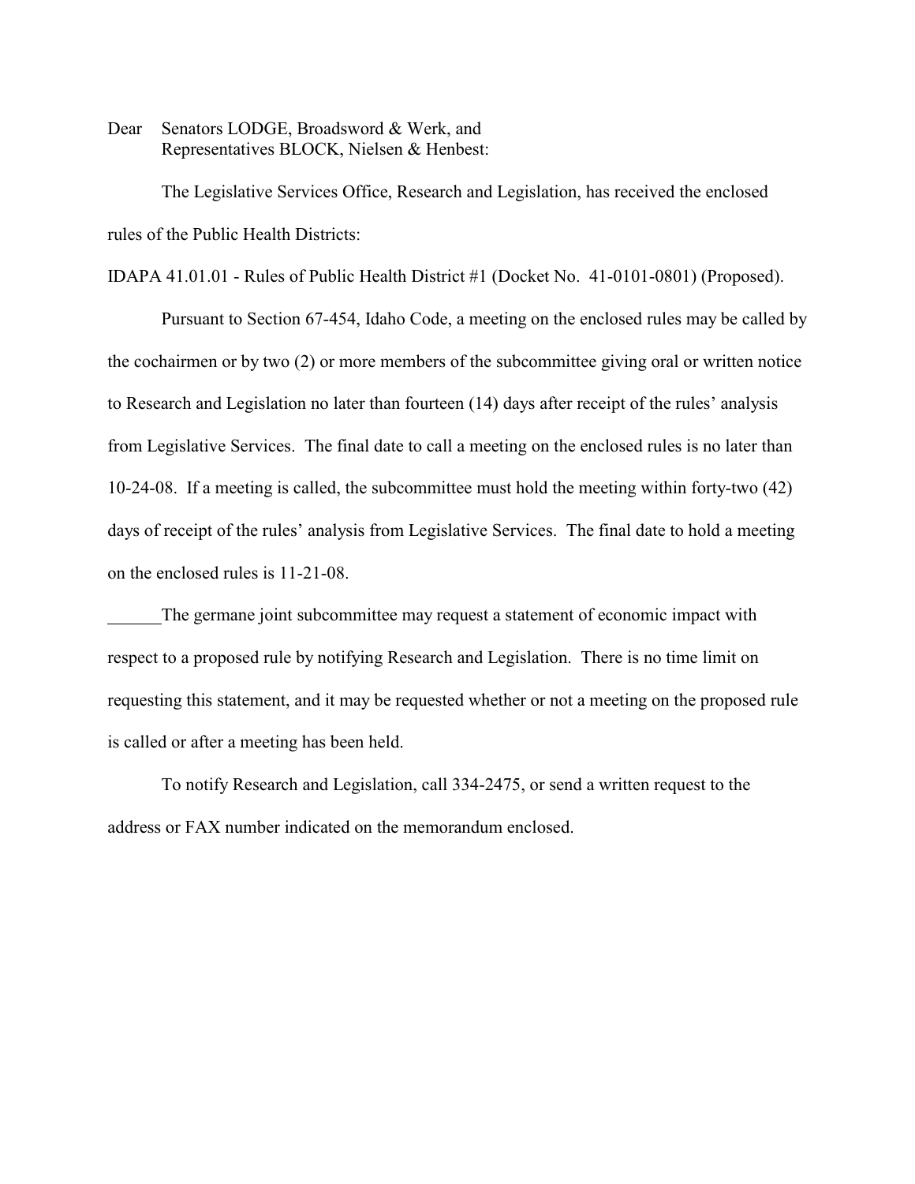Dear Senators LODGE, Broadsword & Werk, and
Representatives BLOCK, Nielsen & Henbest:

The Legislative Services Office, Research and Legislation, has received the enclosed rules of the Public Health Districts:

IDAPA 41.01.01 - Rules of Public Health District #1 (Docket No. 41-0101-0801) (Proposed).

Pursuant to Section 67-454, Idaho Code, a meeting on the enclosed rules may be called by the cochairmen or by two (2) or more members of the subcommittee giving oral or written notice to Research and Legislation no later than fourteen (14) days after receipt of the rules' analysis from Legislative Services. The final date to call a meeting on the enclosed rules is no later than 10-24-08. If a meeting is called, the subcommittee must hold the meeting within forty-two (42) days of receipt of the rules' analysis from Legislative Services. The final date to hold a meeting on the enclosed rules is 11-21-08.

______The germane joint subcommittee may request a statement of economic impact with respect to a proposed rule by notifying Research and Legislation. There is no time limit on requesting this statement, and it may be requested whether or not a meeting on the proposed rule is called or after a meeting has been held.

To notify Research and Legislation, call 334-2475, or send a written request to the address or FAX number indicated on the memorandum enclosed.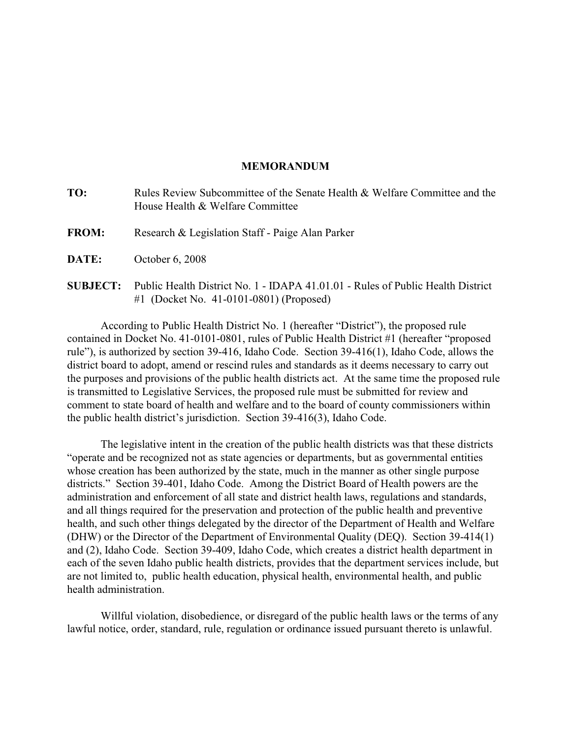**MEMORANDUM**

**TO:** Rules Review Subcommittee of the Senate Health & Welfare Committee and the House Health & Welfare Committee

**FROM:** Research & Legislation Staff - Paige Alan Parker

**DATE:** October 6, 2008

**SUBJECT:** Public Health District No. 1 - IDAPA 41.01.01 - Rules of Public Health District #1 (Docket No. 41-0101-0801) (Proposed)

According to Public Health District No. 1 (hereafter "District"), the proposed rule contained in Docket No. 41-0101-0801, rules of Public Health District #1 (hereafter "proposed rule"), is authorized by section 39-416, Idaho Code. Section 39-416(1), Idaho Code, allows the district board to adopt, amend or rescind rules and standards as it deems necessary to carry out the purposes and provisions of the public health districts act. At the same time the proposed rule is transmitted to Legislative Services, the proposed rule must be submitted for review and comment to state board of health and welfare and to the board of county commissioners within the public health district's jurisdiction. Section 39-416(3), Idaho Code.

The legislative intent in the creation of the public health districts was that these districts "operate and be recognized not as state agencies or departments, but as governmental entities whose creation has been authorized by the state, much in the manner as other single purpose districts." Section 39-401, Idaho Code. Among the District Board of Health powers are the administration and enforcement of all state and district health laws, regulations and standards, and all things required for the preservation and protection of the public health and preventive health, and such other things delegated by the director of the Department of Health and Welfare (DHW) or the Director of the Department of Environmental Quality (DEQ). Section 39-414(1) and (2), Idaho Code. Section 39-409, Idaho Code, which creates a district health department in each of the seven Idaho public health districts, provides that the department services include, but are not limited to, public health education, physical health, environmental health, and public health administration.

Willful violation, disobedience, or disregard of the public health laws or the terms of any lawful notice, order, standard, rule, regulation or ordinance issued pursuant thereto is unlawful.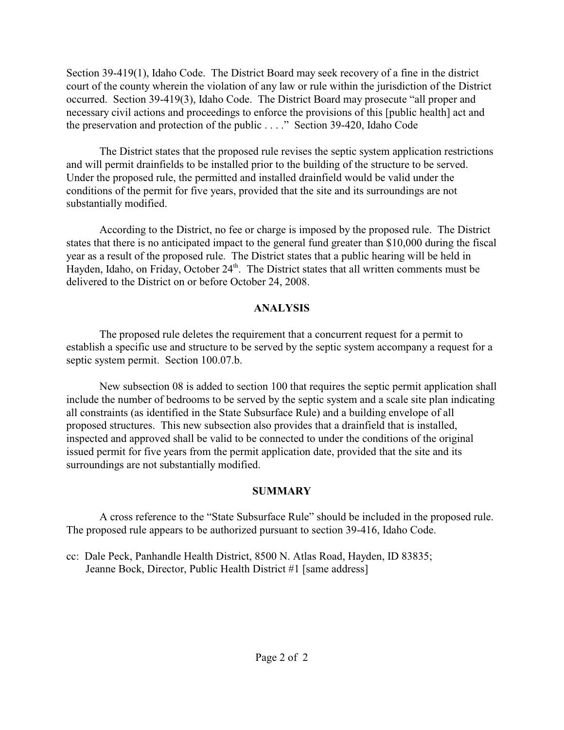Section 39-419(1), Idaho Code. The District Board may seek recovery of a fine in the district court of the county wherein the violation of any law or rule within the jurisdiction of the District occurred. Section 39-419(3), Idaho Code. The District Board may prosecute "all proper and necessary civil actions and proceedings to enforce the provisions of this [public health] act and the preservation and protection of the public . . . ." Section 39-420, Idaho Code

The District states that the proposed rule revises the septic system application restrictions and will permit drainfields to be installed prior to the building of the structure to be served. Under the proposed rule, the permitted and installed drainfield would be valid under the conditions of the permit for five years, provided that the site and its surroundings are not substantially modified.

According to the District, no fee or charge is imposed by the proposed rule. The District states that there is no anticipated impact to the general fund greater than $10,000 during the fiscal year as a result of the proposed rule. The District states that a public hearing will be held in Hayden, Idaho, on Friday, October 24th. The District states that all written comments must be delivered to the District on or before October 24, 2008.

## ANALYSIS

The proposed rule deletes the requirement that a concurrent request for a permit to establish a specific use and structure to be served by the septic system accompany a request for a septic system permit. Section 100.07.b.

New subsection 08 is added to section 100 that requires the septic permit application shall include the number of bedrooms to be served by the septic system and a scale site plan indicating all constraints (as identified in the State Subsurface Rule) and a building envelope of all proposed structures. This new subsection also provides that a drainfield that is installed, inspected and approved shall be valid to be connected to under the conditions of the original issued permit for five years from the permit application date, provided that the site and its surroundings are not substantially modified.

## SUMMARY

A cross reference to the "State Subsurface Rule" should be included in the proposed rule. The proposed rule appears to be authorized pursuant to section 39-416, Idaho Code.

cc: Dale Peck, Panhandle Health District, 8500 N. Atlas Road, Hayden, ID 83835;
Jeanne Bock, Director, Public Health District #1 [same address]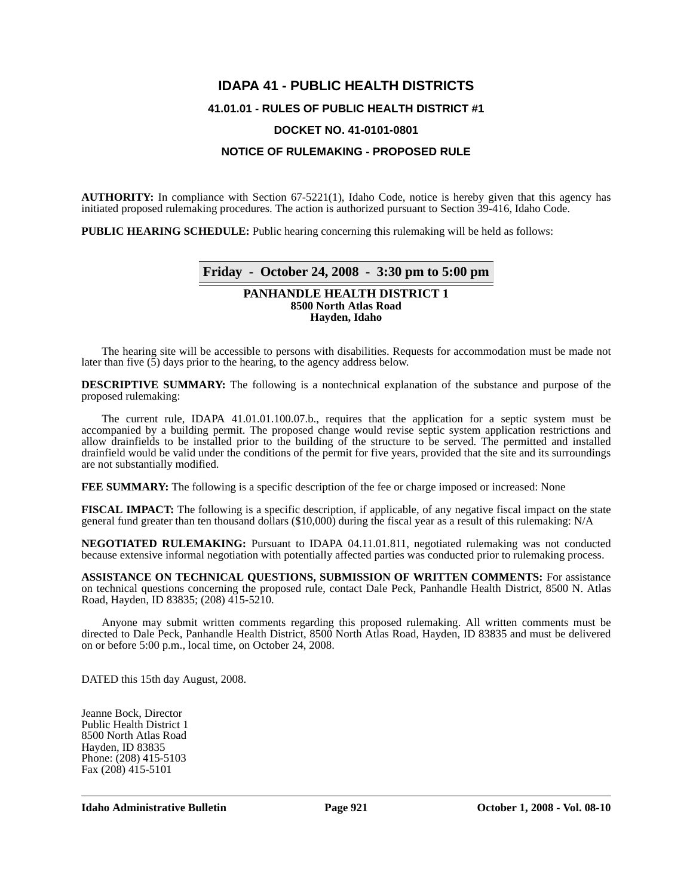# IDAPA 41 - PUBLIC HEALTH DISTRICTS

## 41.01.01 - RULES OF PUBLIC HEALTH DISTRICT #1

## DOCKET NO. 41-0101-0801

## NOTICE OF RULEMAKING - PROPOSED RULE

**AUTHORITY:** In compliance with Section 67-5221(1), Idaho Code, notice is hereby given that this agency has initiated proposed rulemaking procedures. The action is authorized pursuant to Section 39-416, Idaho Code.

**PUBLIC HEARING SCHEDULE:** Public hearing concerning this rulemaking will be held as follows:

**Friday - October 24, 2008 - 3:30 pm to 5:00 pm**

**PANHANDLE HEALTH DISTRICT 1**
**8500 North Atlas Road**
**Hayden, Idaho**

The hearing site will be accessible to persons with disabilities. Requests for accommodation must be made not later than five (5) days prior to the hearing, to the agency address below.

**DESCRIPTIVE SUMMARY:** The following is a nontechnical explanation of the substance and purpose of the proposed rulemaking:

The current rule, IDAPA 41.01.01.100.07.b., requires that the application for a septic system must be accompanied by a building permit. The proposed change would revise septic system application restrictions and allow drainfields to be installed prior to the building of the structure to be served. The permitted and installed drainfield would be valid under the conditions of the permit for five years, provided that the site and its surroundings are not substantially modified.

**FEE SUMMARY:** The following is a specific description of the fee or charge imposed or increased: None

**FISCAL IMPACT:** The following is a specific description, if applicable, of any negative fiscal impact on the state general fund greater than ten thousand dollars ($10,000) during the fiscal year as a result of this rulemaking: N/A

**NEGOTIATED RULEMAKING:** Pursuant to IDAPA 04.11.01.811, negotiated rulemaking was not conducted because extensive informal negotiation with potentially affected parties was conducted prior to rulemaking process.

**ASSISTANCE ON TECHNICAL QUESTIONS, SUBMISSION OF WRITTEN COMMENTS:** For assistance on technical questions concerning the proposed rule, contact Dale Peck, Panhandle Health District, 8500 N. Atlas Road, Hayden, ID 83835; (208) 415-5210.

Anyone may submit written comments regarding this proposed rulemaking. All written comments must be directed to Dale Peck, Panhandle Health District, 8500 North Atlas Road, Hayden, ID 83835 and must be delivered on or before 5:00 p.m., local time, on October 24, 2008.

DATED this 15th day August, 2008.

Jeanne Bock, Director
Public Health District 1
8500 North Atlas Road
Hayden, ID 83835
Phone: (208) 415-5103
Fax (208) 415-5101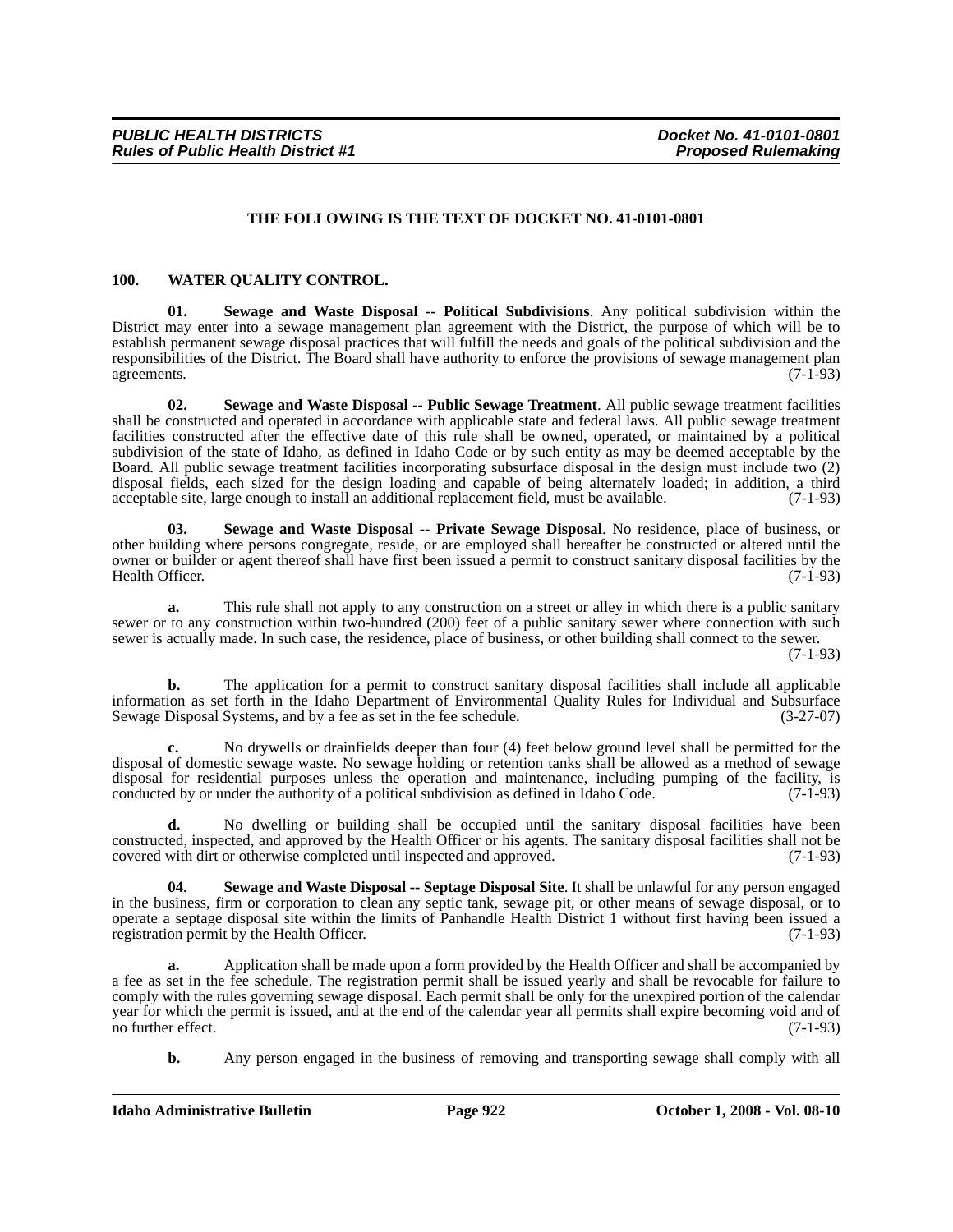THE FOLLOWING IS THE TEXT OF DOCKET NO. 41-0101-0801

**100. WATER QUALITY CONTROL.**

**01. Sewage and Waste Disposal -- Political Subdivisions**. Any political subdivision within the District may enter into a sewage management plan agreement with the District, the purpose of which will be to establish permanent sewage disposal practices that will fulfill the needs and goals of the political subdivision and the responsibilities of the District. The Board shall have authority to enforce the provisions of sewage management plan agreements. (7-1-93)

**02. Sewage and Waste Disposal -- Public Sewage Treatment**. All public sewage treatment facilities shall be constructed and operated in accordance with applicable state and federal laws. All public sewage treatment facilities constructed after the effective date of this rule shall be owned, operated, or maintained by a political subdivision of the state of Idaho, as defined in Idaho Code or by such entity as may be deemed acceptable by the Board. All public sewage treatment facilities incorporating subsurface disposal in the design must include two (2) disposal fields, each sized for the design loading and capable of being alternately loaded; in addition, a third acceptable site, large enough to install an additional replacement field, must be available. (7-1-93)

**03. Sewage and Waste Disposal -- Private Sewage Disposal**. No residence, place of business, or other building where persons congregate, reside, or are employed shall hereafter be constructed or altered until the owner or builder or agent thereof shall have first been issued a permit to construct sanitary disposal facilities by the Health Officer. (7-1-93)

**a.** This rule shall not apply to any construction on a street or alley in which there is a public sanitary sewer or to any construction within two-hundred (200) feet of a public sanitary sewer where connection with such sewer is actually made. In such case, the residence, place of business, or other building shall connect to the sewer. (7-1-93)

**b.** The application for a permit to construct sanitary disposal facilities shall include all applicable information as set forth in the Idaho Department of Environmental Quality Rules for Individual and Subsurface Sewage Disposal Systems, and by a fee as set in the fee schedule. (3-27-07)

**c.** No drywells or drainfields deeper than four (4) feet below ground level shall be permitted for the disposal of domestic sewage waste. No sewage holding or retention tanks shall be allowed as a method of sewage disposal for residential purposes unless the operation and maintenance, including pumping of the facility, is conducted by or under the authority of a political subdivision as defined in Idaho Code. (7-1-93)

**d.** No dwelling or building shall be occupied until the sanitary disposal facilities have been constructed, inspected, and approved by the Health Officer or his agents. The sanitary disposal facilities shall not be covered with dirt or otherwise completed until inspected and approved. (7-1-93)

**04. Sewage and Waste Disposal -- Septage Disposal Site**. It shall be unlawful for any person engaged in the business, firm or corporation to clean any septic tank, sewage pit, or other means of sewage disposal, or to operate a septage disposal site within the limits of Panhandle Health District 1 without first having been issued a registration permit by the Health Officer. (7-1-93)

**a.** Application shall be made upon a form provided by the Health Officer and shall be accompanied by a fee as set in the fee schedule. The registration permit shall be issued yearly and shall be revocable for failure to comply with the rules governing sewage disposal. Each permit shall be only for the unexpired portion of the calendar year for which the permit is issued, and at the end of the calendar year all permits shall expire becoming void and of no further effect. (7-1-93)

**b.** Any person engaged in the business of removing and transporting sewage shall comply with all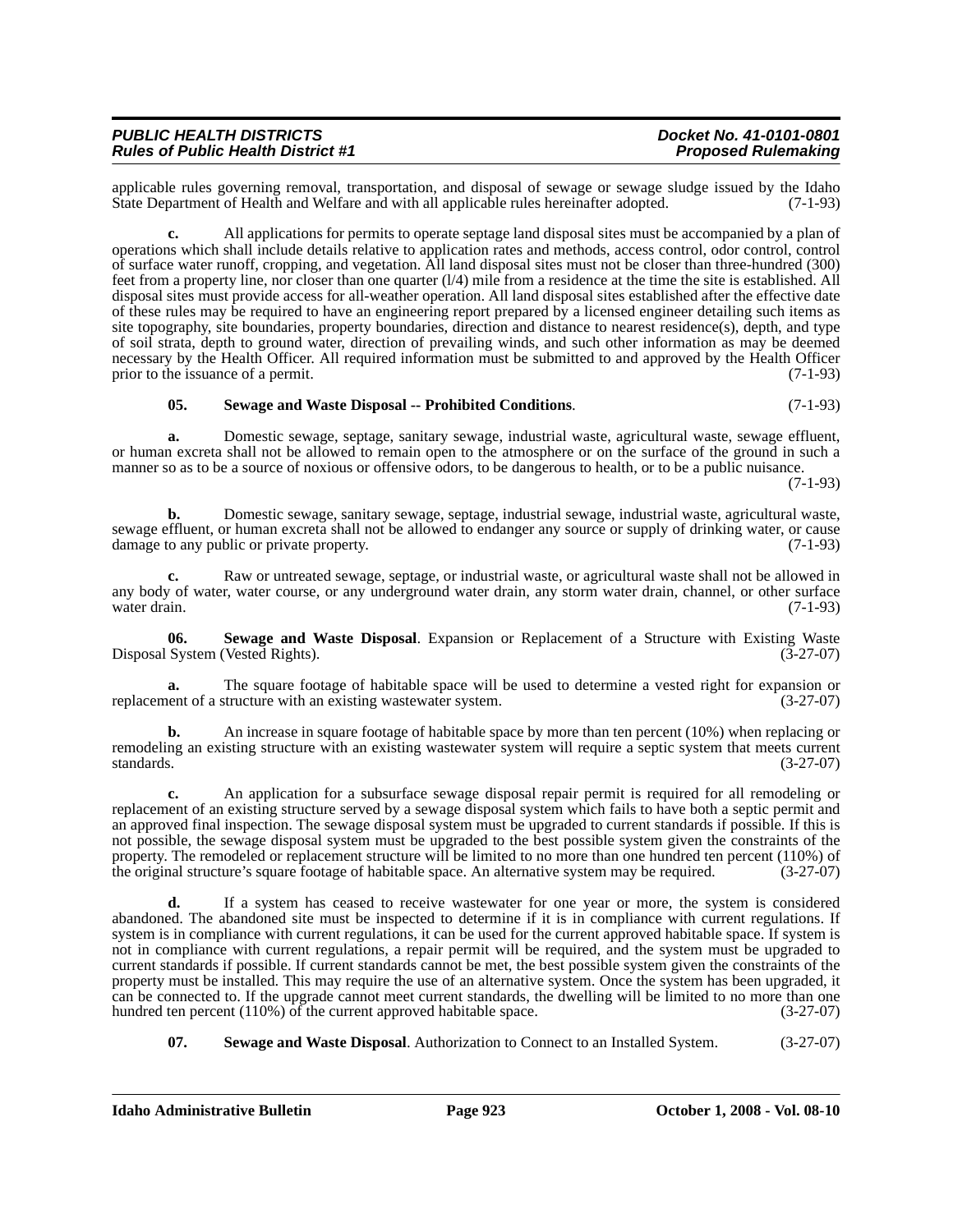applicable rules governing removal, transportation, and disposal of sewage or sewage sludge issued by the Idaho State Department of Health and Welfare and with all applicable rules hereinafter adopted. (7-1-93)

**c.** All applications for permits to operate septage land disposal sites must be accompanied by a plan of operations which shall include details relative to application rates and methods, access control, odor control, control of surface water runoff, cropping, and vegetation. All land disposal sites must not be closer than three-hundred (300) feet from a property line, nor closer than one quarter (l/4) mile from a residence at the time the site is established. All disposal sites must provide access for all-weather operation. All land disposal sites established after the effective date of these rules may be required to have an engineering report prepared by a licensed engineer detailing such items as site topography, site boundaries, property boundaries, direction and distance to nearest residence(s), depth, and type of soil strata, depth to ground water, direction of prevailing winds, and such other information as may be deemed necessary by the Health Officer. All required information must be submitted to and approved by the Health Officer prior to the issuance of a permit. (7-1-93)

**05. Sewage and Waste Disposal -- Prohibited Conditions**. (7-1-93)

**a.** Domestic sewage, septage, sanitary sewage, industrial waste, agricultural waste, sewage effluent, or human excreta shall not be allowed to remain open to the atmosphere or on the surface of the ground in such a manner so as to be a source of noxious or offensive odors, to be dangerous to health, or to be a public nuisance. (7-1-93)

**b.** Domestic sewage, sanitary sewage, septage, industrial sewage, industrial waste, agricultural waste, sewage effluent, or human excreta shall not be allowed to endanger any source or supply of drinking water, or cause damage to any public or private property. (7-1-93)

**c.** Raw or untreated sewage, septage, or industrial waste, or agricultural waste shall not be allowed in any body of water, water course, or any underground water drain, any storm water drain, channel, or other surface water drain. (7-1-93)

**06. Sewage and Waste Disposal**. Expansion or Replacement of a Structure with Existing Waste Disposal System (Vested Rights). (3-27-07)

**a.** The square footage of habitable space will be used to determine a vested right for expansion or replacement of a structure with an existing wastewater system. (3-27-07)

**b.** An increase in square footage of habitable space by more than ten percent (10%) when replacing or remodeling an existing structure with an existing wastewater system will require a septic system that meets current standards. (3-27-07)

**c.** An application for a subsurface sewage disposal repair permit is required for all remodeling or replacement of an existing structure served by a sewage disposal system which fails to have both a septic permit and an approved final inspection. The sewage disposal system must be upgraded to current standards if possible. If this is not possible, the sewage disposal system must be upgraded to the best possible system given the constraints of the property. The remodeled or replacement structure will be limited to no more than one hundred ten percent (110%) of the original structure's square footage of habitable space. An alternative system may be required. (3-27-07)

**d.** If a system has ceased to receive wastewater for one year or more, the system is considered abandoned. The abandoned site must be inspected to determine if it is in compliance with current regulations. If system is in compliance with current regulations, it can be used for the current approved habitable space. If system is not in compliance with current regulations, a repair permit will be required, and the system must be upgraded to current standards if possible. If current standards cannot be met, the best possible system given the constraints of the property must be installed. This may require the use of an alternative system. Once the system has been upgraded, it can be connected to. If the upgrade cannot meet current standards, the dwelling will be limited to no more than one hundred ten percent (110%) of the current approved habitable space. (3-27-07)

**07. Sewage and Waste Disposal**. Authorization to Connect to an Installed System. (3-27-07)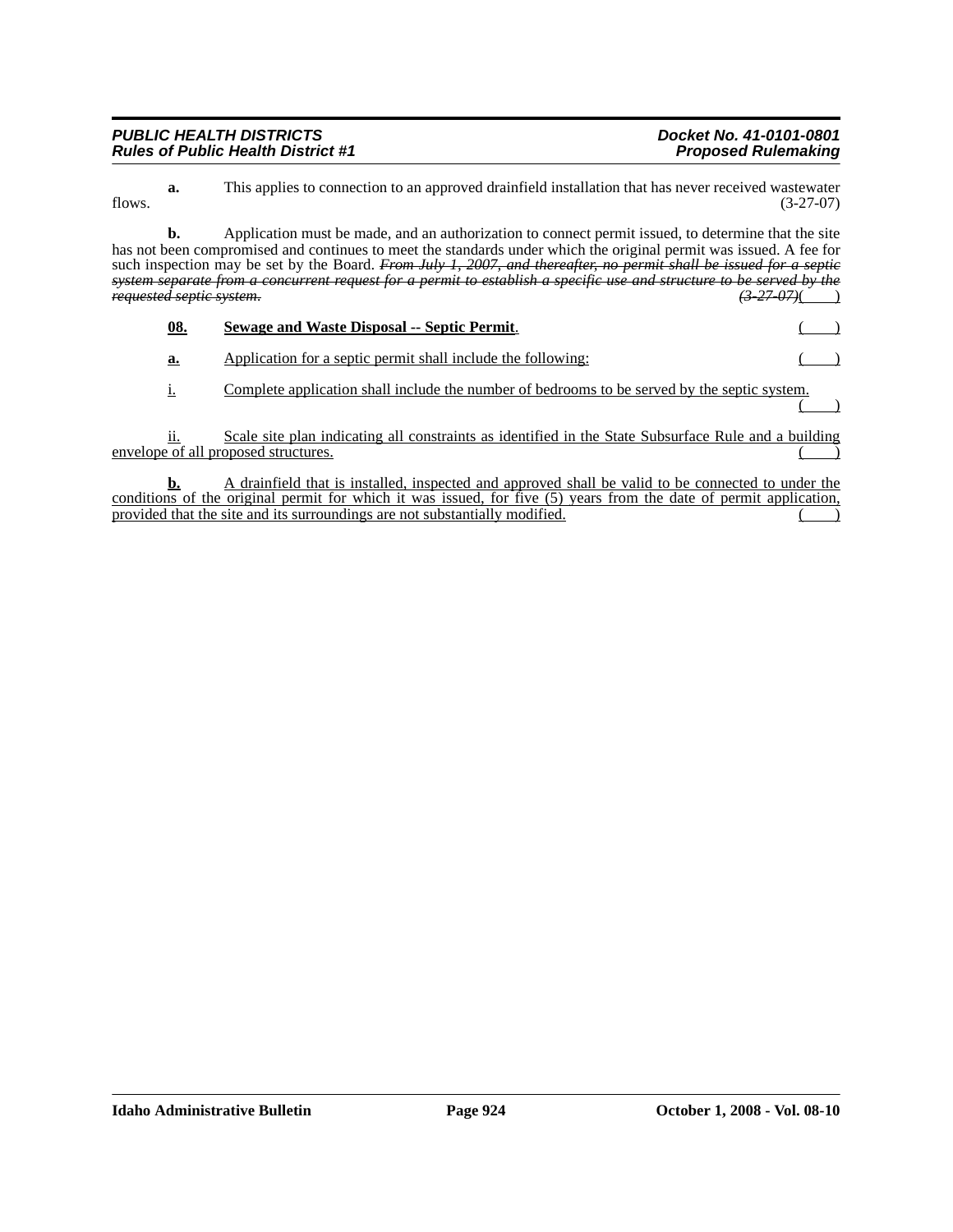**a.** This applies to connection to an approved drainfield installation that has never received wastewater flows. (3-27-07)

**b.** Application must be made, and an authorization to connect permit issued, to determine that the site has not been compromised and continues to meet the standards under which the original permit was issued. A fee for such inspection may be set by the Board. ~~*From July 1, 2007, and thereafter, no permit shall be issued for a septic system separate from a concurrent request for a permit to establish a specific use and structure to be served by the requested septic system.*~~ ~~*(3-27-07)*~~( )

<u>**08.** **Sewage and Waste Disposal -- Septic Permit**</u>. <u>( )</u>

<u>**a.** Application for a septic permit shall include the following:</u> <u>( )</u>

<u>i. Complete application shall include the number of bedrooms to be served by the septic system.</u> <u>( )</u>

<u>ii. Scale site plan indicating all constraints as identified in the State Subsurface Rule and a building envelope of all proposed structures.</u> <u>( )</u>

<u>**b.** A drainfield that is installed, inspected and approved shall be valid to be connected to under the conditions of the original permit for which it was issued, for five (5) years from the date of permit application, provided that the site and its surroundings are not substantially modified.</u> <u>( )</u>